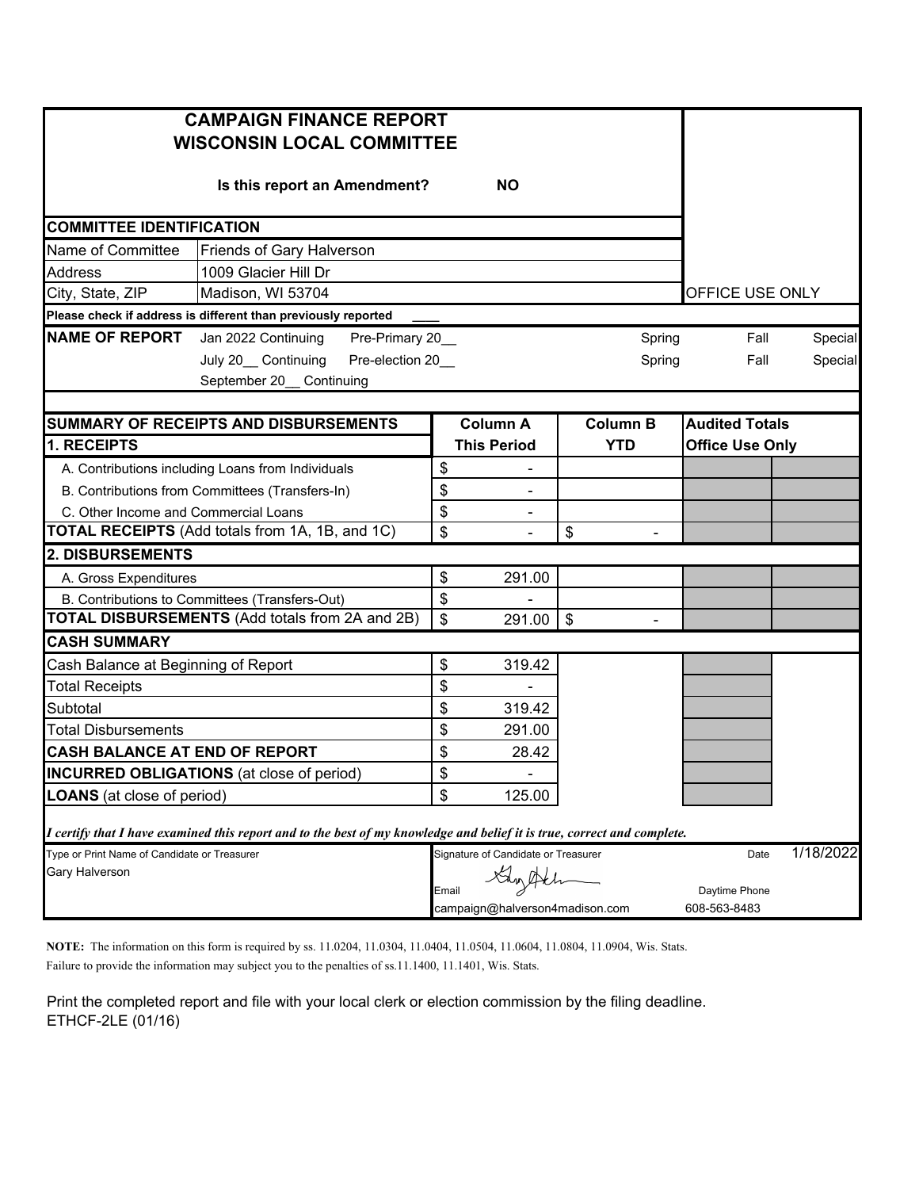# CAMPAIGN FINANCE REPORT
# WISCONSIN LOCAL COMMITTEE

**Is this report an Amendment?** **NO**

## COMMITTEE IDENTIFICATION

| | | |
|---|---|---|
| Name of Committee | Friends of Gary Halverson | |
| Address | 1009 Glacier Hill Dr | |
| City, State, ZIP | Madison, WI 53704 | OFFICE USE ONLY |

**Please check if address is different than previously reported** ____

| **NAME OF REPORT** | | | | | |
|---|---|---|---|---|---|
| Jan 2022 Continuing | Pre-Primary 20__ | Spring | Fall | Special |
| July 20__ Continuing | Pre-election 20__ | Spring | Fall | Special |
| September 20__ Continuing | | | | |

| SUMMARY OF RECEIPTS AND DISBURSEMENTS | Column A | Column B | Audited Totals | |
|---|---|---|---|---|
| **1. RECEIPTS** | **This Period** | **YTD** | **Office Use Only** | |
| A. Contributions including Loans from Individuals | $ - | | | |
| B. Contributions from Committees (Transfers-In) | $ - | | | |
| C. Other Income and Commercial Loans | $ - | | | |
| **TOTAL RECEIPTS** (Add totals from 1A, 1B, and 1C) | $ - | $ - | | |
| **2. DISBURSEMENTS** | | | | |
| A. Gross Expenditures | $ 291.00 | | | |
| B. Contributions to Committees (Transfers-Out) | $ - | | | |
| **TOTAL DISBURSEMENTS** (Add totals from 2A and 2B) | $ 291.00 | $ - | | |
| **CASH SUMMARY** | | | | |
| Cash Balance at Beginning of Report | $ 319.42 | | | |
| Total Receipts | $ - | | | |
| Subtotal | $ 319.42 | | | |
| Total Disbursements | $ 291.00 | | | |
| **CASH BALANCE AT END OF REPORT** | $ 28.42 | | | |
| **INCURRED OBLIGATIONS** (at close of period) | $ - | | | |
| **LOANS** (at close of period) | $ 125.00 | | | |

*I certify that I have examined this report and to the best of my knowledge and belief it is true, correct and complete.*

| Type or Print Name of Candidate or Treasurer | Signature of Candidate or Treasurer | Date | 1/18/2022 |
|---|---|---|---|
| Gary Halverson | Email | Daytime Phone | |
| | campaign@halverson4madison.com | 608-563-8483 | |

**NOTE:** The information on this form is required by ss. 11.0204, 11.0304, 11.0404, 11.0504, 11.0604, 11.0804, 11.0904, Wis. Stats. Failure to provide the information may subject you to the penalties of ss.11.1400, 11.1401, Wis. Stats.

Print the completed report and file with your local clerk or election commission by the filing deadline.
ETHCF-2LE (01/16)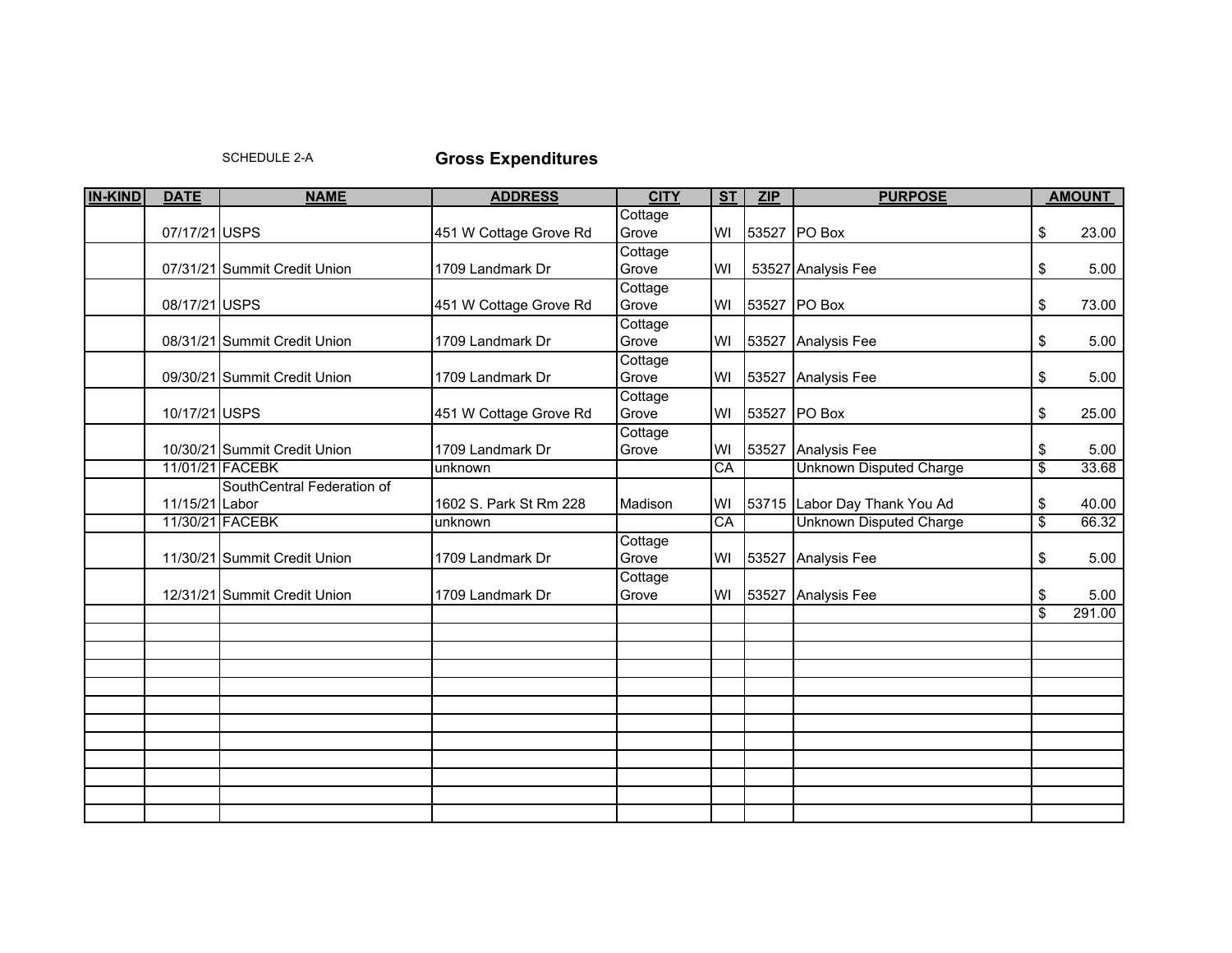SCHEDULE 2-A

## Gross Expenditures

| IN-KIND | DATE | NAME | ADDRESS | CITY | ST | ZIP | PURPOSE | AMOUNT |
|---|---|---|---|---|---|---|---|---|
| | 07/17/21 | USPS | 451 W Cottage Grove Rd | Cottage Grove | WI | 53527 | PO Box | $ 23.00 |
| | 07/31/21 | Summit Credit Union | 1709 Landmark Dr | Cottage Grove | WI | 53527 | Analysis Fee | $ 5.00 |
| | 08/17/21 | USPS | 451 W Cottage Grove Rd | Cottage Grove | WI | 53527 | PO Box | $ 73.00 |
| | 08/31/21 | Summit Credit Union | 1709 Landmark Dr | Cottage Grove | WI | 53527 | Analysis Fee | $ 5.00 |
| | 09/30/21 | Summit Credit Union | 1709 Landmark Dr | Cottage Grove | WI | 53527 | Analysis Fee | $ 5.00 |
| | 10/17/21 | USPS | 451 W Cottage Grove Rd | Cottage Grove | WI | 53527 | PO Box | $ 25.00 |
| | 10/30/21 | Summit Credit Union | 1709 Landmark Dr | Cottage Grove | WI | 53527 | Analysis Fee | $ 5.00 |
| | 11/01/21 | FACEBK | unknown | | CA | | Unknown Disputed Charge | $ 33.68 |
| | 11/15/21 | SouthCentral Federation of Labor | 1602 S. Park St Rm 228 | Madison | WI | 53715 | Labor Day Thank You Ad | $ 40.00 |
| | 11/30/21 | FACEBK | unknown | | CA | | Unknown Disputed Charge | $ 66.32 |
| | 11/30/21 | Summit Credit Union | 1709 Landmark Dr | Cottage Grove | WI | 53527 | Analysis Fee | $ 5.00 |
| | 12/31/21 | Summit Credit Union | 1709 Landmark Dr | Cottage Grove | WI | 53527 | Analysis Fee | $ 5.00 |
| | | | | | | | | $ 291.00 |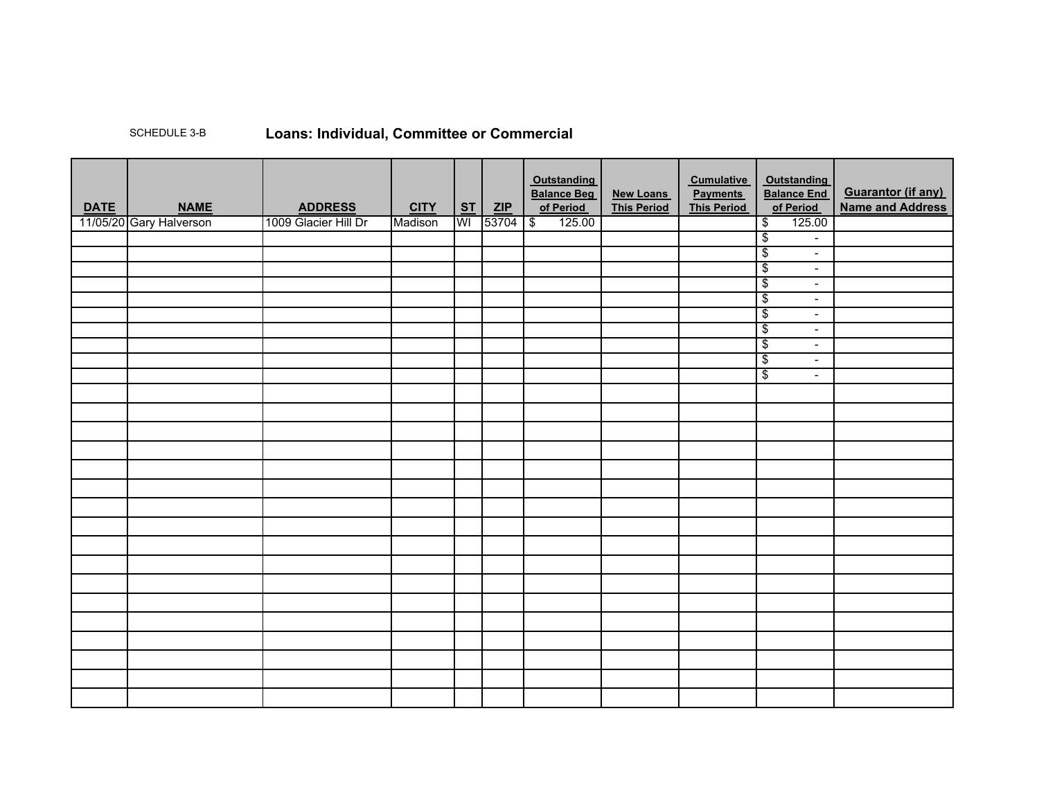SCHEDULE 3-B

## Loans: Individual, Committee or Commercial

| DATE | NAME | ADDRESS | CITY | ST | ZIP | Outstanding Balance Beg of Period | New Loans This Period | Cumulative Payments This Period | Outstanding Balance End of Period | Guarantor (if any) Name and Address |
|---|---|---|---|---|---|---|---|---|---|---|
| 11/05/20 | Gary Halverson | 1009 Glacier Hill Dr | Madison | WI | 53704 | $ 125.00 | | | $ 125.00 | |
| | | | | | | | | | $ - | |
| | | | | | | | | | $ - | |
| | | | | | | | | | $ - | |
| | | | | | | | | | $ - | |
| | | | | | | | | | $ - | |
| | | | | | | | | | $ - | |
| | | | | | | | | | $ - | |
| | | | | | | | | | $ - | |
| | | | | | | | | | $ - | |
| | | | | | | | | | $ - | |
| | | | | | | | | | | |
| | | | | | | | | | | |
| | | | | | | | | | | |
| | | | | | | | | | | |
| | | | | | | | | | | |
| | | | | | | | | | | |
| | | | | | | | | | | |
| | | | | | | | | | | |
| | | | | | | | | | | |
| | | | | | | | | | | |
| | | | | | | | | | | |
| | | | | | | | | | | |
| | | | | | | | | | | |
| | | | | | | | | | | |
| | | | | | | | | | | |
| | | | | | | | | | | |